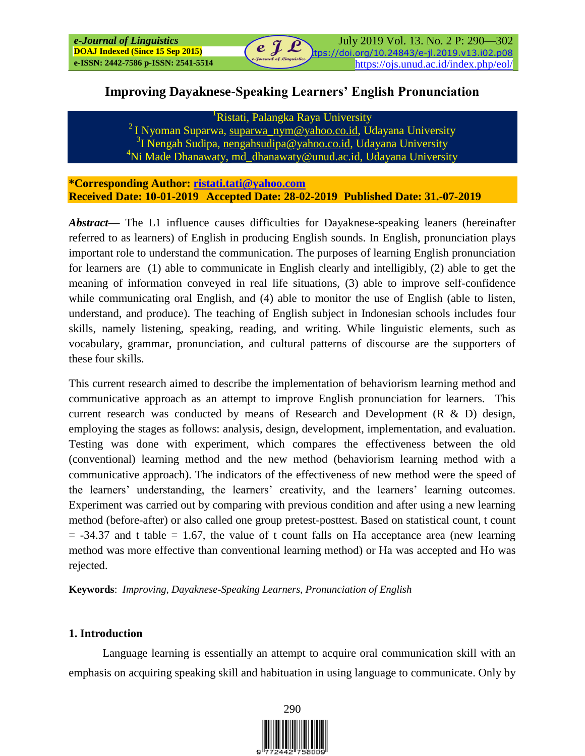# Improving Dayaknese-Speaking Learners' English Pronunciation

[1]Ristati, Palangka Raya University
[2] I Nyoman Suparwa, suparwa_nym@yahoo.co.id, Udayana University
[3]I Nengah Sudipa, nengahsudipa@yahoo.co.id, Udayana University
[4]Ni Made Dhanawaty, md_dhanawaty@unud.ac.id, Udayana University

**\*Corresponding Author: ristati.tati@yahoo.com**
**Received Date: 10-01-2019 Accepted Date: 28-02-2019 Published Date: 31.-07-2019**

***Abstract***— The L1 influence causes difficulties for Dayaknese-speaking leaners (hereinafter referred to as learners) of English in producing English sounds. In English, pronunciation plays important role to understand the communication. The purposes of learning English pronunciation for learners are (1) able to communicate in English clearly and intelligibly, (2) able to get the meaning of information conveyed in real life situations, (3) able to improve self-confidence while communicating oral English, and (4) able to monitor the use of English (able to listen, understand, and produce). The teaching of English subject in Indonesian schools includes four skills, namely listening, speaking, reading, and writing. While linguistic elements, such as vocabulary, grammar, pronunciation, and cultural patterns of discourse are the supporters of these four skills.

This current research aimed to describe the implementation of behaviorism learning method and communicative approach as an attempt to improve English pronunciation for learners. This current research was conducted by means of Research and Development (R & D) design, employing the stages as follows: analysis, design, development, implementation, and evaluation. Testing was done with experiment, which compares the effectiveness between the old (conventional) learning method and the new method (behaviorism learning method with a communicative approach). The indicators of the effectiveness of new method were the speed of the learners' understanding, the learners' creativity, and the learners' learning outcomes. Experiment was carried out by comparing with previous condition and after using a new learning method (before-after) or also called one group pretest-posttest. Based on statistical count, t count = -34.37 and t table = 1.67, the value of t count falls on Ha acceptance area (new learning method was more effective than conventional learning method) or Ha was accepted and Ho was rejected.

**Keywords**: *Improving, Dayaknese-Speaking Learners, Pronunciation of English*

## 1. Introduction

Language learning is essentially an attempt to acquire oral communication skill with an emphasis on acquiring speaking skill and habituation in using language to communicate. Only by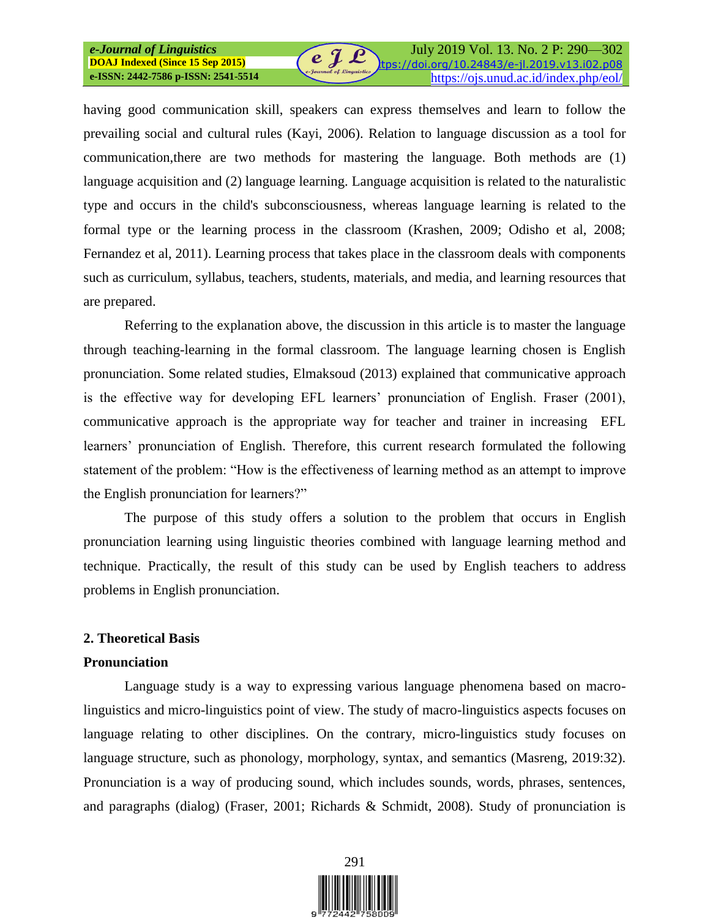having good communication skill, speakers can express themselves and learn to follow the prevailing social and cultural rules (Kayi, 2006). Relation to language discussion as a tool for communication,there are two methods for mastering the language. Both methods are (1) language acquisition and (2) language learning. Language acquisition is related to the naturalistic type and occurs in the child's subconsciousness, whereas language learning is related to the formal type or the learning process in the classroom (Krashen, 2009; Odisho et al, 2008; Fernandez et al, 2011). Learning process that takes place in the classroom deals with components such as curriculum, syllabus, teachers, students, materials, and media, and learning resources that are prepared.

Referring to the explanation above, the discussion in this article is to master the language through teaching-learning in the formal classroom. The language learning chosen is English pronunciation. Some related studies, Elmaksoud (2013) explained that communicative approach is the effective way for developing EFL learners' pronunciation of English. Fraser (2001), communicative approach is the appropriate way for teacher and trainer in increasing EFL learners' pronunciation of English. Therefore, this current research formulated the following statement of the problem: "How is the effectiveness of learning method as an attempt to improve the English pronunciation for learners?"

The purpose of this study offers a solution to the problem that occurs in English pronunciation learning using linguistic theories combined with language learning method and technique. Practically, the result of this study can be used by English teachers to address problems in English pronunciation.

## 2. Theoretical Basis

### Pronunciation

Language study is a way to expressing various language phenomena based on macro-linguistics and micro-linguistics point of view. The study of macro-linguistics aspects focuses on language relating to other disciplines. On the contrary, micro-linguistics study focuses on language structure, such as phonology, morphology, syntax, and semantics (Masreng, 2019:32). Pronunciation is a way of producing sound, which includes sounds, words, phrases, sentences, and paragraphs (dialog) (Fraser, 2001; Richards & Schmidt, 2008). Study of pronunciation is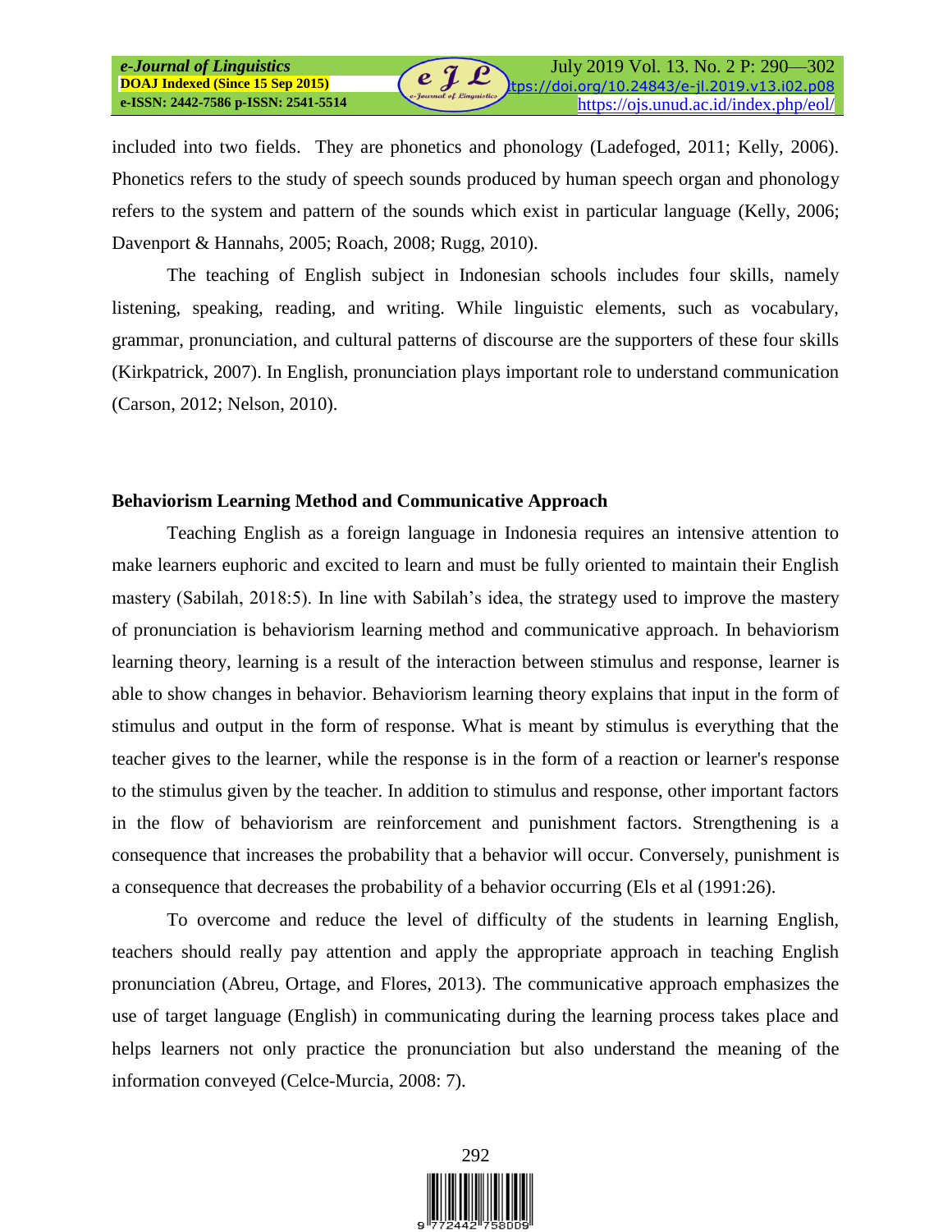included into two fields. They are phonetics and phonology (Ladefoged, 2011; Kelly, 2006). Phonetics refers to the study of speech sounds produced by human speech organ and phonology refers to the system and pattern of the sounds which exist in particular language (Kelly, 2006; Davenport & Hannahs, 2005; Roach, 2008; Rugg, 2010).

The teaching of English subject in Indonesian schools includes four skills, namely listening, speaking, reading, and writing. While linguistic elements, such as vocabulary, grammar, pronunciation, and cultural patterns of discourse are the supporters of these four skills (Kirkpatrick, 2007). In English, pronunciation plays important role to understand communication (Carson, 2012; Nelson, 2010).

## Behaviorism Learning Method and Communicative Approach

Teaching English as a foreign language in Indonesia requires an intensive attention to make learners euphoric and excited to learn and must be fully oriented to maintain their English mastery (Sabilah, 2018:5). In line with Sabilah's idea, the strategy used to improve the mastery of pronunciation is behaviorism learning method and communicative approach. In behaviorism learning theory, learning is a result of the interaction between stimulus and response, learner is able to show changes in behavior. Behaviorism learning theory explains that input in the form of stimulus and output in the form of response. What is meant by stimulus is everything that the teacher gives to the learner, while the response is in the form of a reaction or learner's response to the stimulus given by the teacher. In addition to stimulus and response, other important factors in the flow of behaviorism are reinforcement and punishment factors. Strengthening is a consequence that increases the probability that a behavior will occur. Conversely, punishment is a consequence that decreases the probability of a behavior occurring (Els et al (1991:26).

To overcome and reduce the level of difficulty of the students in learning English, teachers should really pay attention and apply the appropriate approach in teaching English pronunciation (Abreu, Ortage, and Flores, 2013). The communicative approach emphasizes the use of target language (English) in communicating during the learning process takes place and helps learners not only practice the pronunciation but also understand the meaning of the information conveyed (Celce-Murcia, 2008: 7).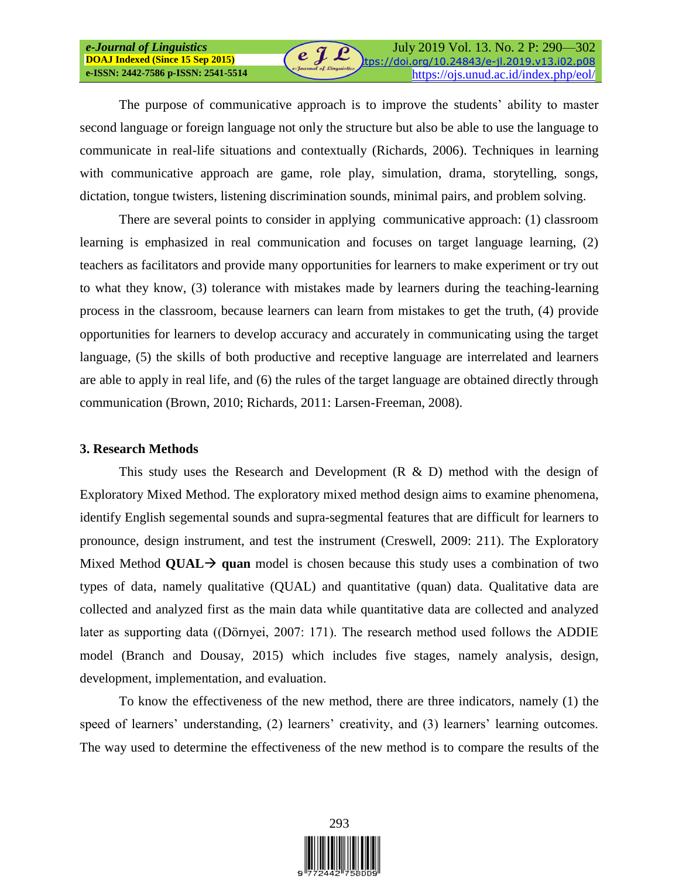The purpose of communicative approach is to improve the students' ability to master second language or foreign language not only the structure but also be able to use the language to communicate in real-life situations and contextually (Richards, 2006). Techniques in learning with communicative approach are game, role play, simulation, drama, storytelling, songs, dictation, tongue twisters, listening discrimination sounds, minimal pairs, and problem solving.

There are several points to consider in applying communicative approach: (1) classroom learning is emphasized in real communication and focuses on target language learning, (2) teachers as facilitators and provide many opportunities for learners to make experiment or try out to what they know, (3) tolerance with mistakes made by learners during the teaching-learning process in the classroom, because learners can learn from mistakes to get the truth, (4) provide opportunities for learners to develop accuracy and accurately in communicating using the target language, (5) the skills of both productive and receptive language are interrelated and learners are able to apply in real life, and (6) the rules of the target language are obtained directly through communication (Brown, 2010; Richards, 2011: Larsen-Freeman, 2008).

## 3. Research Methods

This study uses the Research and Development (R & D) method with the design of Exploratory Mixed Method. The exploratory mixed method design aims to examine phenomena, identify English segemental sounds and supra-segmental features that are difficult for learners to pronounce, design instrument, and test the instrument (Creswell, 2009: 211). The Exploratory Mixed Method **QUAL→ quan** model is chosen because this study uses a combination of two types of data, namely qualitative (QUAL) and quantitative (quan) data. Qualitative data are collected and analyzed first as the main data while quantitative data are collected and analyzed later as supporting data ((Dörnyei, 2007: 171). The research method used follows the ADDIE model (Branch and Dousay, 2015) which includes five stages, namely analysis, design, development, implementation, and evaluation.

To know the effectiveness of the new method, there are three indicators, namely (1) the speed of learners' understanding, (2) learners' creativity, and (3) learners' learning outcomes. The way used to determine the effectiveness of the new method is to compare the results of the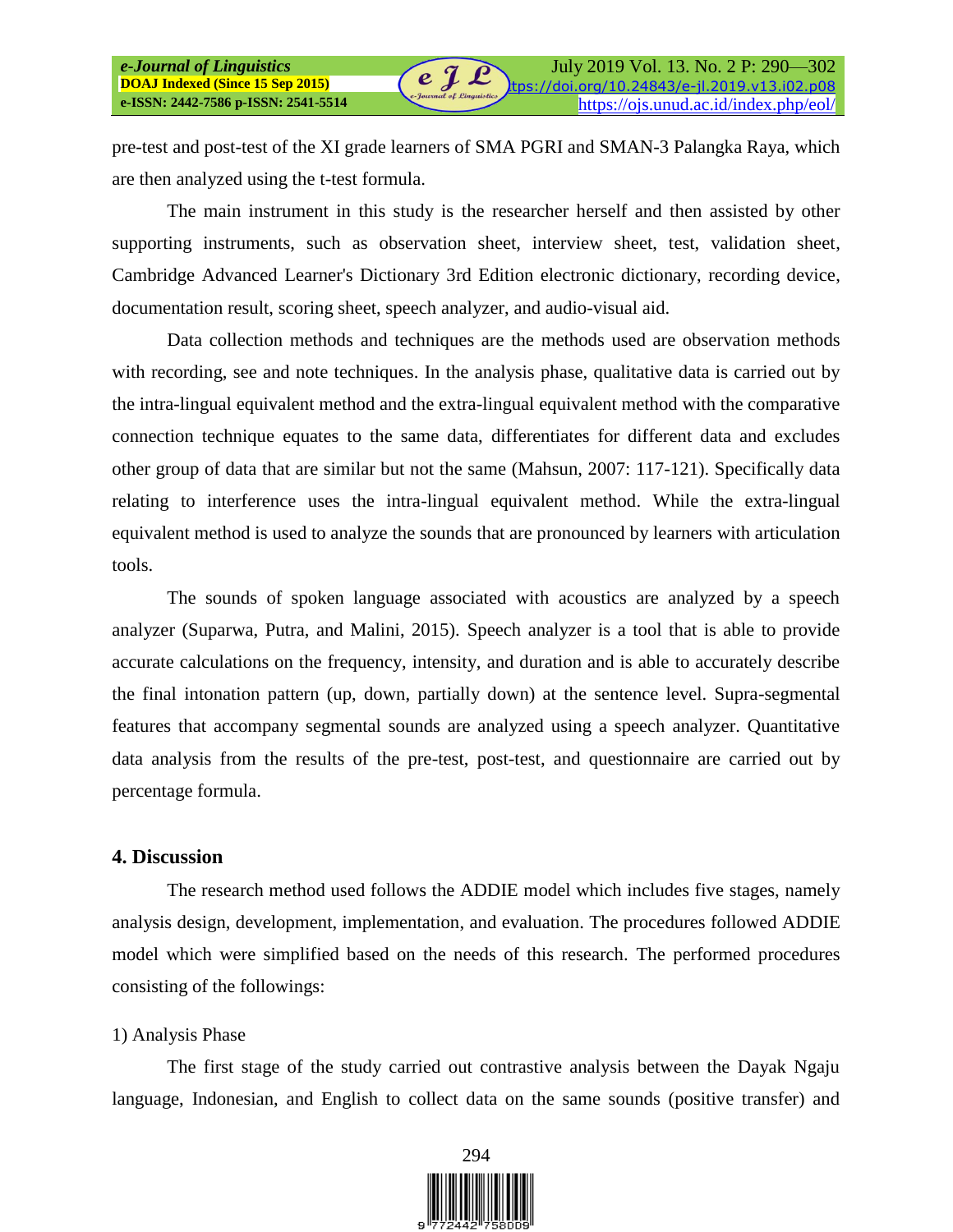pre-test and post-test of the XI grade learners of SMA PGRI and SMAN-3 Palangka Raya, which are then analyzed using the t-test formula.

The main instrument in this study is the researcher herself and then assisted by other supporting instruments, such as observation sheet, interview sheet, test, validation sheet, Cambridge Advanced Learner's Dictionary 3rd Edition electronic dictionary, recording device, documentation result, scoring sheet, speech analyzer, and audio-visual aid.

Data collection methods and techniques are the methods used are observation methods with recording, see and note techniques. In the analysis phase, qualitative data is carried out by the intra-lingual equivalent method and the extra-lingual equivalent method with the comparative connection technique equates to the same data, differentiates for different data and excludes other group of data that are similar but not the same (Mahsun, 2007: 117-121). Specifically data relating to interference uses the intra-lingual equivalent method. While the extra-lingual equivalent method is used to analyze the sounds that are pronounced by learners with articulation tools.

The sounds of spoken language associated with acoustics are analyzed by a speech analyzer (Suparwa, Putra, and Malini, 2015). Speech analyzer is a tool that is able to provide accurate calculations on the frequency, intensity, and duration and is able to accurately describe the final intonation pattern (up, down, partially down) at the sentence level. Supra-segmental features that accompany segmental sounds are analyzed using a speech analyzer. Quantitative data analysis from the results of the pre-test, post-test, and questionnaire are carried out by percentage formula.

## 4. Discussion

The research method used follows the ADDIE model which includes five stages, namely analysis design, development, implementation, and evaluation. The procedures followed ADDIE model which were simplified based on the needs of this research. The performed procedures consisting of the followings:

1) Analysis Phase

The first stage of the study carried out contrastive analysis between the Dayak Ngaju language, Indonesian, and English to collect data on the same sounds (positive transfer) and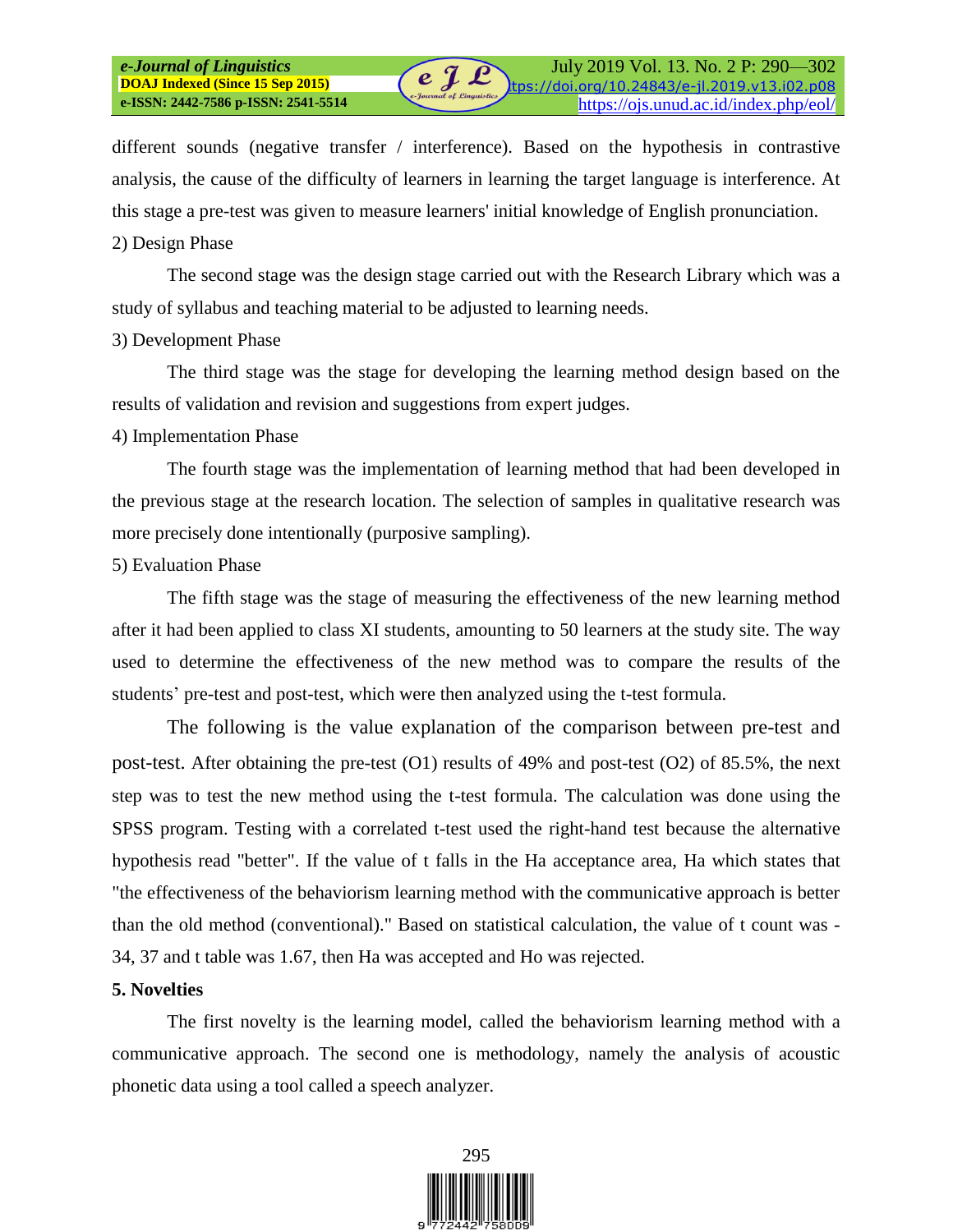different sounds (negative transfer / interference). Based on the hypothesis in contrastive analysis, the cause of the difficulty of learners in learning the target language is interference. At this stage a pre-test was given to measure learners' initial knowledge of English pronunciation.

2) Design Phase

The second stage was the design stage carried out with the Research Library which was a study of syllabus and teaching material to be adjusted to learning needs.

3) Development Phase

The third stage was the stage for developing the learning method design based on the results of validation and revision and suggestions from expert judges.

4) Implementation Phase

The fourth stage was the implementation of learning method that had been developed in the previous stage at the research location. The selection of samples in qualitative research was more precisely done intentionally (purposive sampling).

5) Evaluation Phase

The fifth stage was the stage of measuring the effectiveness of the new learning method after it had been applied to class XI students, amounting to 50 learners at the study site. The way used to determine the effectiveness of the new method was to compare the results of the students' pre-test and post-test, which were then analyzed using the t-test formula.

The following is the value explanation of the comparison between pre-test and post-test. After obtaining the pre-test (O1) results of 49% and post-test (O2) of 85.5%, the next step was to test the new method using the t-test formula. The calculation was done using the SPSS program. Testing with a correlated t-test used the right-hand test because the alternative hypothesis read "better". If the value of t falls in the Ha acceptance area, Ha which states that "the effectiveness of the behaviorism learning method with the communicative approach is better than the old method (conventional)." Based on statistical calculation, the value of t count was -34, 37 and t table was 1.67, then Ha was accepted and Ho was rejected.

**5. Novelties**

The first novelty is the learning model, called the behaviorism learning method with a communicative approach. The second one is methodology, namely the analysis of acoustic phonetic data using a tool called a speech analyzer.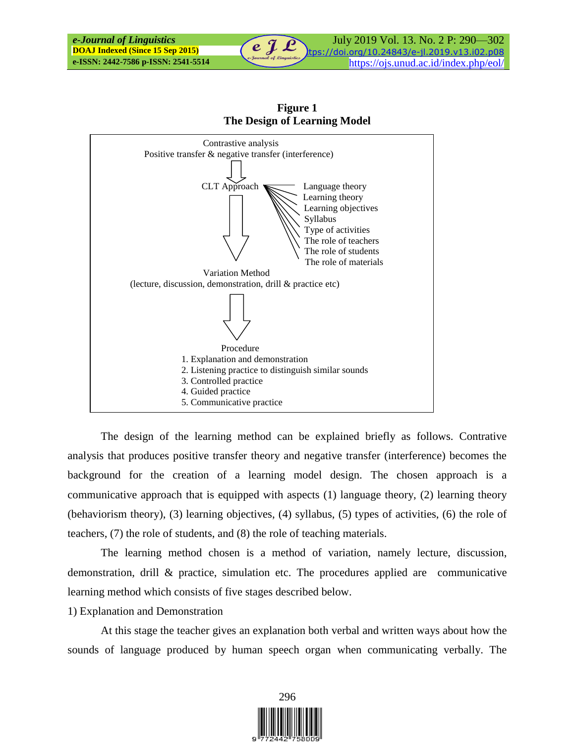**Figure 1**
**The Design of Learning Model**

Contrastive analysis
Positive transfer & negative transfer (interference)

⇩

CLT Approach
- Language theory
- Learning theory
- Learning objectives
- Syllabus
- Type of activities
- The role of teachers
- The role of students
- The role of materials

⇩

Variation Method
(lecture, discussion, demonstration, drill & practice etc)

⇩

Procedure
1. Explanation and demonstration
2. Listening practice to distinguish similar sounds
3. Controlled practice
4. Guided practice
5. Communicative practice

The design of the learning method can be explained briefly as follows. Contrative analysis that produces positive transfer theory and negative transfer (interference) becomes the background for the creation of a learning model design. The chosen approach is a communicative approach that is equipped with aspects (1) language theory, (2) learning theory (behaviorism theory), (3) learning objectives, (4) syllabus, (5) types of activities, (6) the role of teachers, (7) the role of students, and (8) the role of teaching materials.

The learning method chosen is a method of variation, namely lecture, discussion, demonstration, drill & practice, simulation etc. The procedures applied are communicative learning method which consists of five stages described below.

1) Explanation and Demonstration

At this stage the teacher gives an explanation both verbal and written ways about how the sounds of language produced by human speech organ when communicating verbally. The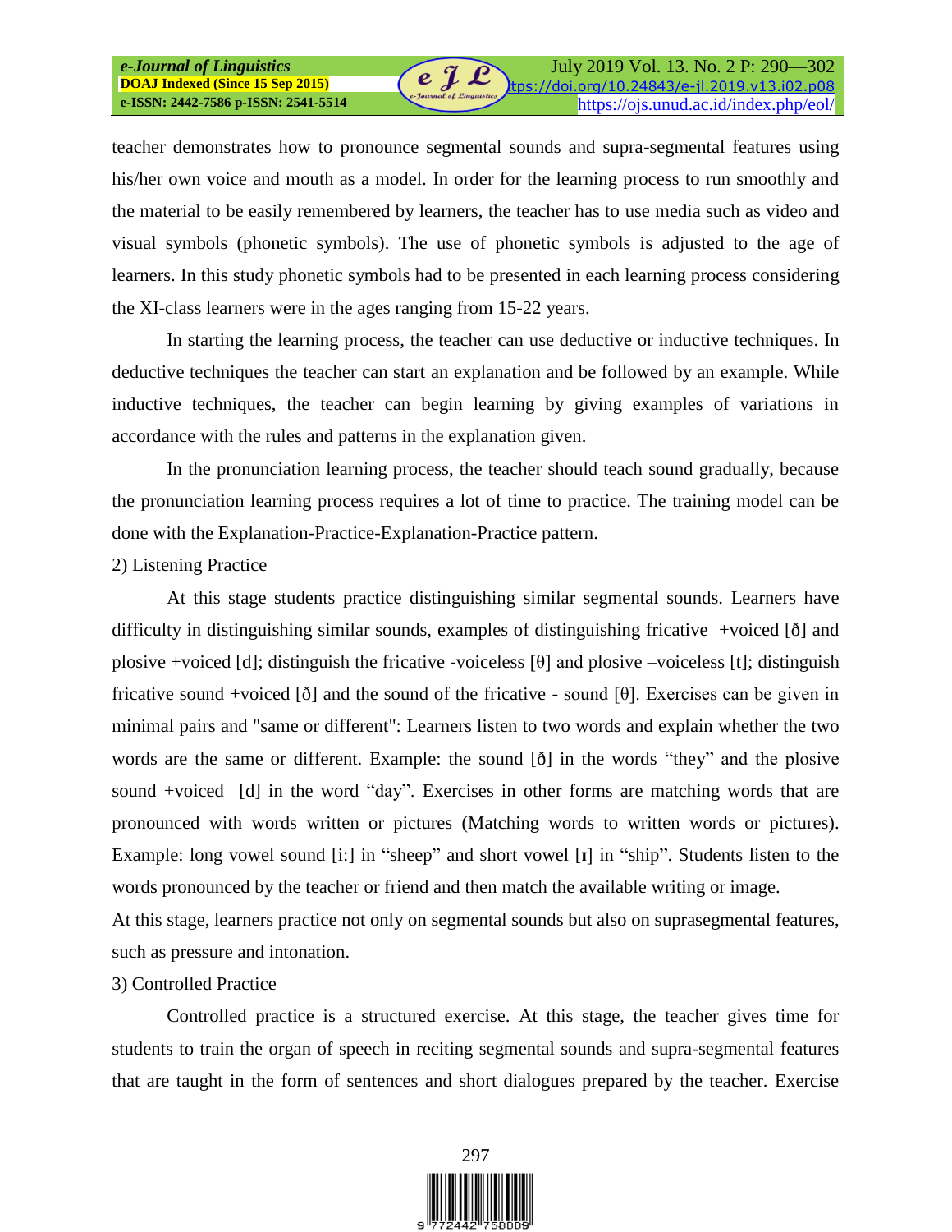teacher demonstrates how to pronounce segmental sounds and supra-segmental features using his/her own voice and mouth as a model. In order for the learning process to run smoothly and the material to be easily remembered by learners, the teacher has to use media such as video and visual symbols (phonetic symbols). The use of phonetic symbols is adjusted to the age of learners. In this study phonetic symbols had to be presented in each learning process considering the XI-class learners were in the ages ranging from 15-22 years.

In starting the learning process, the teacher can use deductive or inductive techniques. In deductive techniques the teacher can start an explanation and be followed by an example. While inductive techniques, the teacher can begin learning by giving examples of variations in accordance with the rules and patterns in the explanation given.

In the pronunciation learning process, the teacher should teach sound gradually, because the pronunciation learning process requires a lot of time to practice. The training model can be done with the Explanation-Practice-Explanation-Practice pattern.

2) Listening Practice

At this stage students practice distinguishing similar segmental sounds. Learners have difficulty in distinguishing similar sounds, examples of distinguishing fricative +voiced [ð] and plosive +voiced [d]; distinguish the fricative -voiceless [θ] and plosive –voiceless [t]; distinguish fricative sound +voiced [ð] and the sound of the fricative - sound [θ]. Exercises can be given in minimal pairs and "same or different": Learners listen to two words and explain whether the two words are the same or different. Example: the sound [ð] in the words “they” and the plosive sound +voiced [d] in the word “day”. Exercises in other forms are matching words that are pronounced with words written or pictures (Matching words to written words or pictures). Example: long vowel sound [i:] in “sheep” and short vowel [ɪ] in “ship”. Students listen to the words pronounced by the teacher or friend and then match the available writing or image.

At this stage, learners practice not only on segmental sounds but also on suprasegmental features, such as pressure and intonation.

3) Controlled Practice

Controlled practice is a structured exercise. At this stage, the teacher gives time for students to train the organ of speech in reciting segmental sounds and supra-segmental features that are taught in the form of sentences and short dialogues prepared by the teacher. Exercise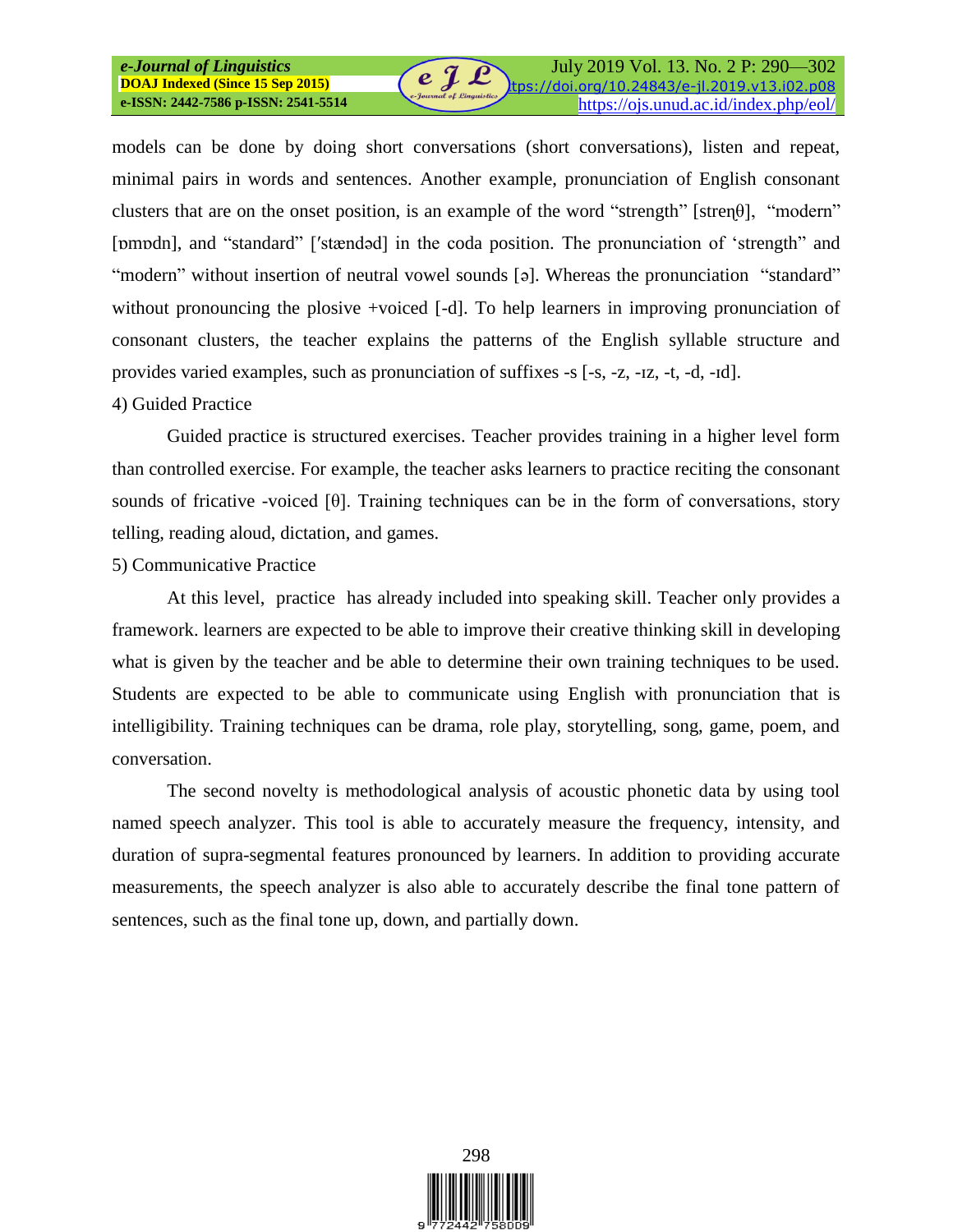models can be done by doing short conversations (short conversations), listen and repeat, minimal pairs in words and sentences. Another example, pronunciation of English consonant clusters that are on the onset position, is an example of the word "strength" [streŋθ], "modern" [ɒmɒdn], and "standard" [ˈstændəd] in the coda position. The pronunciation of 'strength" and "modern" without insertion of neutral vowel sounds [ə]. Whereas the pronunciation "standard" without pronouncing the plosive +voiced [-d]. To help learners in improving pronunciation of consonant clusters, the teacher explains the patterns of the English syllable structure and provides varied examples, such as pronunciation of suffixes -s [-s, -z, -ɪz, -t, -d, -ɪd].

4) Guided Practice

Guided practice is structured exercises. Teacher provides training in a higher level form than controlled exercise. For example, the teacher asks learners to practice reciting the consonant sounds of fricative -voiced [θ]. Training techniques can be in the form of conversations, story telling, reading aloud, dictation, and games.

5) Communicative Practice

At this level, practice has already included into speaking skill. Teacher only provides a framework. learners are expected to be able to improve their creative thinking skill in developing what is given by the teacher and be able to determine their own training techniques to be used. Students are expected to be able to communicate using English with pronunciation that is intelligibility. Training techniques can be drama, role play, storytelling, song, game, poem, and conversation.

The second novelty is methodological analysis of acoustic phonetic data by using tool named speech analyzer. This tool is able to accurately measure the frequency, intensity, and duration of supra-segmental features pronounced by learners. In addition to providing accurate measurements, the speech analyzer is also able to accurately describe the final tone pattern of sentences, such as the final tone up, down, and partially down.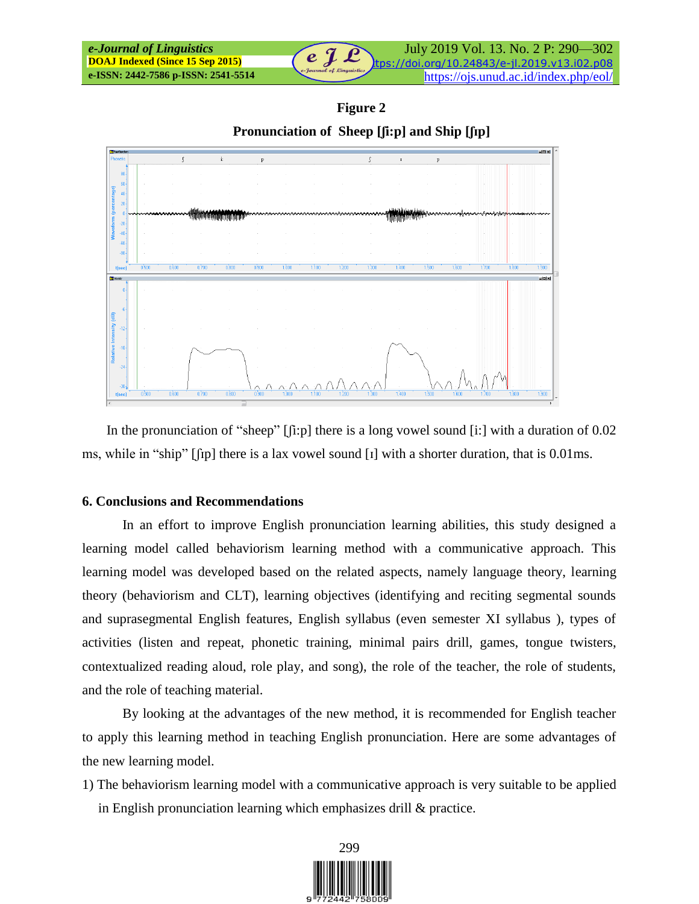**Figure 2**

**Pronunciation of Sheep [ʃi:p] and Ship [ʃɪp]**

In the pronunciation of "sheep" [ʃi:p] there is a long vowel sound [i:] with a duration of 0.02 ms, while in "ship" [ʃɪp] there is a lax vowel sound [ɪ] with a shorter duration, that is 0.01ms.

## 6. Conclusions and Recommendations

In an effort to improve English pronunciation learning abilities, this study designed a learning model called behaviorism learning method with a communicative approach. This learning model was developed based on the related aspects, namely language theory, learning theory (behaviorism and CLT), learning objectives (identifying and reciting segmental sounds and suprasegmental English features, English syllabus (even semester XI syllabus ), types of activities (listen and repeat, phonetic training, minimal pairs drill, games, tongue twisters, contextualized reading aloud, role play, and song), the role of the teacher, the role of students, and the role of teaching material.

By looking at the advantages of the new method, it is recommended for English teacher to apply this learning method in teaching English pronunciation. Here are some advantages of the new learning model.

1) The behaviorism learning model with a communicative approach is very suitable to be applied in English pronunciation learning which emphasizes drill & practice.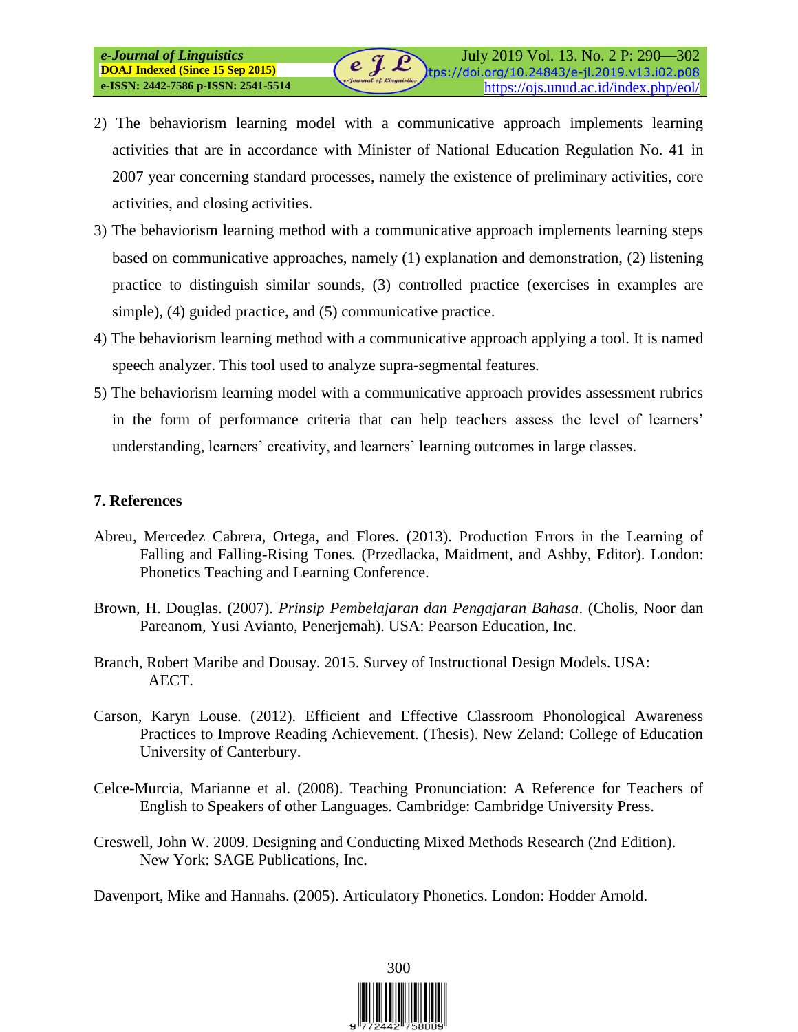2) The behaviorism learning model with a communicative approach implements learning activities that are in accordance with Minister of National Education Regulation No. 41 in 2007 year concerning standard processes, namely the existence of preliminary activities, core activities, and closing activities.
3) The behaviorism learning method with a communicative approach implements learning steps based on communicative approaches, namely (1) explanation and demonstration, (2) listening practice to distinguish similar sounds, (3) controlled practice (exercises in examples are simple), (4) guided practice, and (5) communicative practice.
4) The behaviorism learning method with a communicative approach applying a tool. It is named speech analyzer. This tool used to analyze supra-segmental features.
5) The behaviorism learning model with a communicative approach provides assessment rubrics in the form of performance criteria that can help teachers assess the level of learners' understanding, learners' creativity, and learners' learning outcomes in large classes.

## 7. References

Abreu, Mercedez Cabrera, Ortega, and Flores. (2013). Production Errors in the Learning of Falling and Falling-Rising Tones. (Przedlacka, Maidment, and Ashby, Editor). London: Phonetics Teaching and Learning Conference.

Brown, H. Douglas. (2007). *Prinsip Pembelajaran dan Pengajaran Bahasa*. (Cholis, Noor dan Pareanom, Yusi Avianto, Penerjemah). USA: Pearson Education, Inc.

Branch, Robert Maribe and Dousay. 2015. Survey of Instructional Design Models. USA: AECT.

Carson, Karyn Louse. (2012). Efficient and Effective Classroom Phonological Awareness Practices to Improve Reading Achievement. (Thesis). New Zeland: College of Education University of Canterbury.

Celce-Murcia, Marianne et al. (2008). Teaching Pronunciation: A Reference for Teachers of English to Speakers of other Languages. Cambridge: Cambridge University Press.

Creswell, John W. 2009. Designing and Conducting Mixed Methods Research (2nd Edition). New York: SAGE Publications, Inc.

Davenport, Mike and Hannahs. (2005). Articulatory Phonetics. London: Hodder Arnold.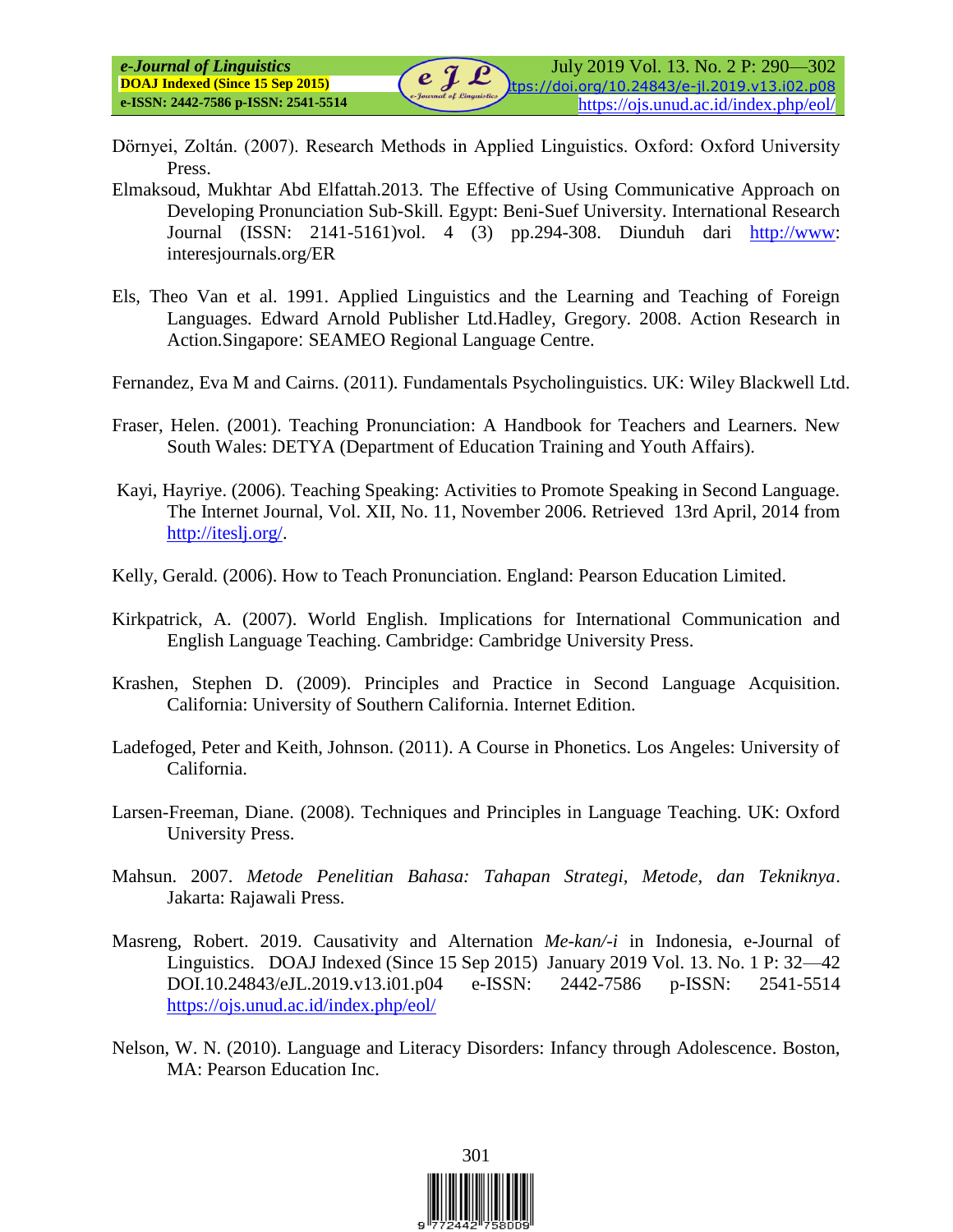Dörnyei, Zoltán. (2007). Research Methods in Applied Linguistics. Oxford: Oxford University Press.

Elmaksoud, Mukhtar Abd Elfattah.2013. The Effective of Using Communicative Approach on Developing Pronunciation Sub-Skill. Egypt: Beni-Suef University. International Research Journal (ISSN: 2141-5161)vol. 4 (3) pp.294-308. Diunduh dari http://www: interesjournals.org/ER

Els, Theo Van et al. 1991. Applied Linguistics and the Learning and Teaching of Foreign Languages. Edward Arnold Publisher Ltd.Hadley, Gregory. 2008. Action Research in Action.Singapore: SEAMEO Regional Language Centre.

Fernandez, Eva M and Cairns. (2011). Fundamentals Psycholinguistics. UK: Wiley Blackwell Ltd.

Fraser, Helen. (2001). Teaching Pronunciation: A Handbook for Teachers and Learners. New South Wales: DETYA (Department of Education Training and Youth Affairs).

Kayi, Hayriye. (2006). Teaching Speaking: Activities to Promote Speaking in Second Language. The Internet Journal, Vol. XII, No. 11, November 2006. Retrieved 13rd April, 2014 from http://iteslj.org/.

Kelly, Gerald. (2006). How to Teach Pronunciation. England: Pearson Education Limited.

Kirkpatrick, A. (2007). World English. Implications for International Communication and English Language Teaching. Cambridge: Cambridge University Press.

Krashen, Stephen D. (2009). Principles and Practice in Second Language Acquisition. California: University of Southern California. Internet Edition.

Ladefoged, Peter and Keith, Johnson. (2011). A Course in Phonetics. Los Angeles: University of California.

Larsen-Freeman, Diane. (2008). Techniques and Principles in Language Teaching. UK: Oxford University Press.

Mahsun. 2007. *Metode Penelitian Bahasa: Tahapan Strategi, Metode, dan Tekniknya*. Jakarta: Rajawali Press.

Masreng, Robert. 2019. Causativity and Alternation *Me-kan/-i* in Indonesia, e-Journal of Linguistics. DOAJ Indexed (Since 15 Sep 2015) January 2019 Vol. 13. No. 1 P: 32—42 DOI.10.24843/eJL.2019.v13.i01.p04 e-ISSN: 2442-7586 p-ISSN: 2541-5514 https://ojs.unud.ac.id/index.php/eol/

Nelson, W. N. (2010). Language and Literacy Disorders: Infancy through Adolescence. Boston, MA: Pearson Education Inc.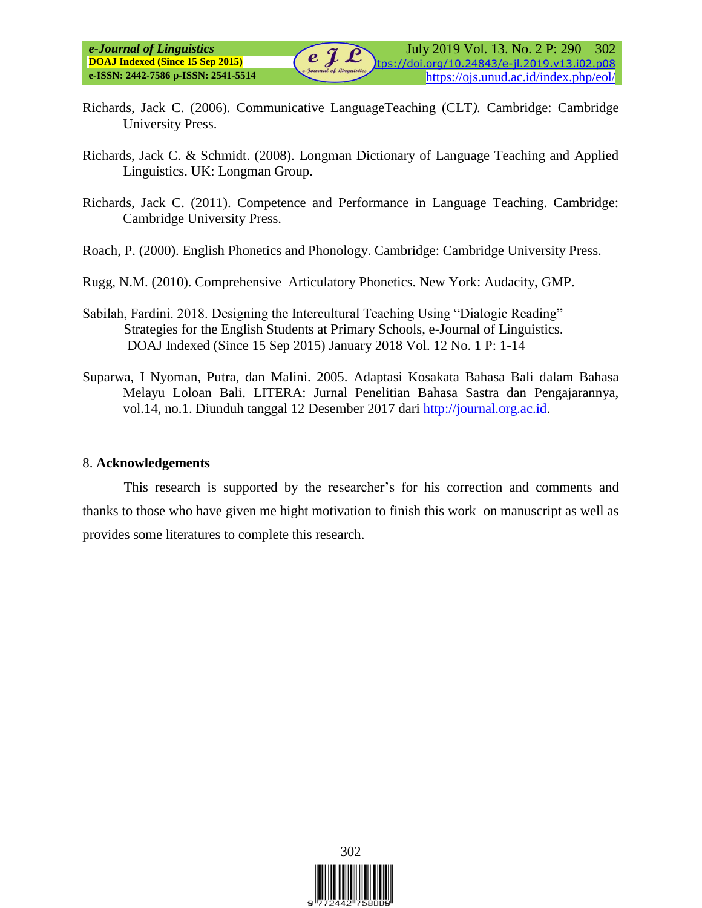Richards, Jack C. (2006). Communicative LanguageTeaching (CLT*).* Cambridge: Cambridge University Press.

Richards, Jack C. & Schmidt. (2008). Longman Dictionary of Language Teaching and Applied Linguistics. UK: Longman Group.

Richards, Jack C. (2011). Competence and Performance in Language Teaching. Cambridge: Cambridge University Press.

Roach, P. (2000). English Phonetics and Phonology. Cambridge: Cambridge University Press.

Rugg, N.M. (2010). Comprehensive Articulatory Phonetics. New York: Audacity, GMP.

Sabilah, Fardini. 2018. Designing the Intercultural Teaching Using "Dialogic Reading" Strategies for the English Students at Primary Schools, e-Journal of Linguistics. DOAJ Indexed (Since 15 Sep 2015) January 2018 Vol. 12 No. 1 P: 1-14

Suparwa, I Nyoman, Putra, dan Malini. 2005. Adaptasi Kosakata Bahasa Bali dalam Bahasa Melayu Loloan Bali. LITERA: Jurnal Penelitian Bahasa Sastra dan Pengajarannya, vol.14, no.1. Diunduh tanggal 12 Desember 2017 dari http://journal.org.ac.id.

## 8. **Acknowledgements**

This research is supported by the researcher's for his correction and comments and thanks to those who have given me hight motivation to finish this work on manuscript as well as provides some literatures to complete this research.